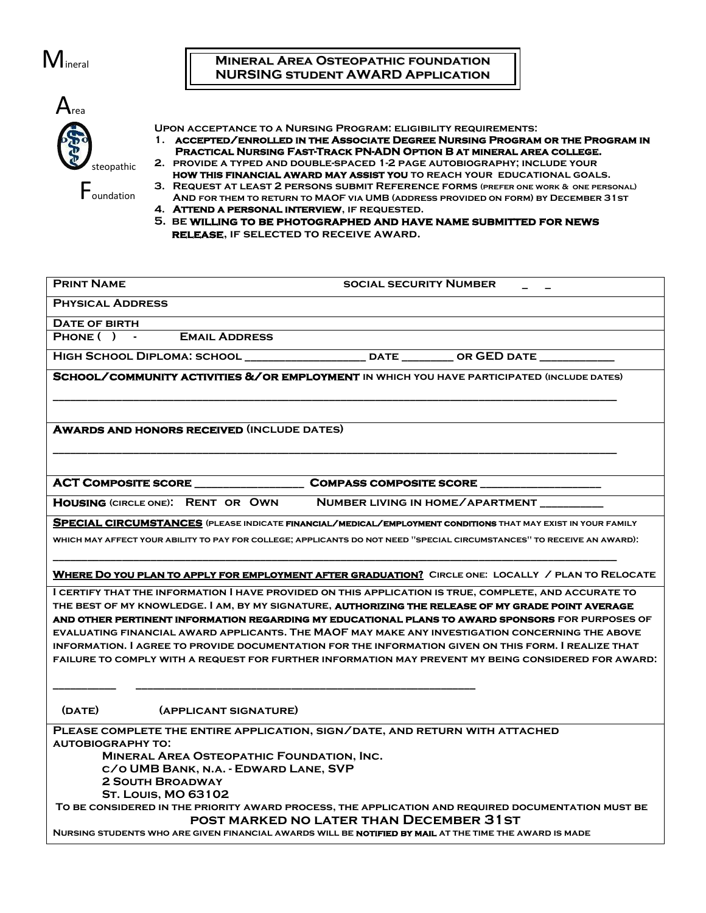Mineral

Area

Osteopathic

Foundation

# Mineral Area Osteopathic foundation NURSING student AWARD Application

Upon acceptance to a Nursing Program: eligibility requirements:

1. **accepted/enrolled in the Associate Degree Nursing Program or the Program in Practical Nursing Fast-Track PN-ADN Option B at mineral area college.**
2. provide a typed and double-spaced 1-2 page autobiography; include your **how this financial award may assist you** to reach your educational goals.
3. Request at least 2 persons submit Reference forms (prefer one work & one personal) And for them to return to MAOF via UMB (address provided on form) by December 31st
4. **Attend a personal interview**, if requested.
5. Be **willing to be photographed and have name submitted for news release**, if selected to receive award.

---

**Print Name** social security Number _ _

**Physical Address**

**Date of birth**

**Phone ( ) -** **Email Address**

**High School Diploma: school __________________ date ________ or GED date ___________**

**School/community activities &/or employment** in which you have participated (include dates)

_____________________________________________________________________________

**Awards and honors received** (include dates)

_____________________________________________________________________________

**ACT Composite score ________________ Compass composite score __________________**

**Housing** (circle one): **Rent or Own** **Number living in home/apartment _________**

**Special circumstances** (please indicate **financial/medical/employment conditions** that may exist in your family which may affect your ability to pay for college; applicants do not need "special circumstances" to receive an award):

_____________________________________________________________________________

**Where Do you plan to apply for employment after graduation?** **Circle one: locally / plan to Relocate**

I certify that the information I have provided on this application is true, complete, and accurate to the best of my knowledge. I am, by my signature, **authorizing the release of my grade point average and other pertinent information regarding my educational plans to award sponsors** for purposes of evaluating financial award applicants. The MAOF may make any investigation concerning the above information. I agree to provide documentation for the information given on this form. I realize that failure to comply with a request for further information may prevent my being considered for award:

_________ ____________________________________________________

(date) (applicant signature)

**Please complete the entire application, sign/date, and return with attached autobiography to:**

**Mineral Area Osteopathic Foundation, Inc.**
**c/o UMB Bank, n.a. - Edward Lane, SVP**
**2 South Broadway**
**St. Louis, MO 63102**

**To be considered in the priority award process, the application and required documentation must be post marked no later than December 31st**

**Nursing students who are given financial awards will be notified by mail at the time the award is made**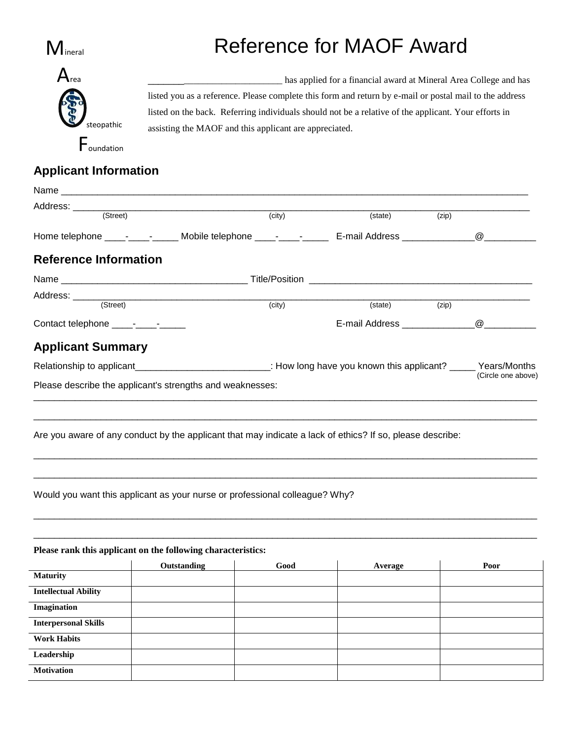Mineral
Area
Osteopathic
Foundation

# Reference for MAOF Award

___________________________ has applied for a financial award at Mineral Area College and has listed you as a reference. Please complete this form and return by e-mail or postal mail to the address listed on the back. Referring individuals should not be a relative of the applicant. Your efforts in assisting the MAOF and this applicant are appreciated.

## Applicant Information

Name ____________________________________________________________________________________

Address: __________________________________________________________________________________
(Street) (city) (state) (zip)

Home telephone ____-____-_____ Mobile telephone ____-____-_____ E-mail Address _____________@_________

## Reference Information

Name ___________________________________ Title/Position ___________________________________________

Address: __________________________________________________________________________________
(Street) (city) (state) (zip)

Contact telephone ____-____-_____ E-mail Address _____________@_________

## Applicant Summary

Relationship to applicant_________________________: How long have you known this applicant? _____ Years/Months
(Circle one above)

Please describe the applicant's strengths and weaknesses:

_____________________________________________________________________________________________

_____________________________________________________________________________________________

Are you aware of any conduct by the applicant that may indicate a lack of ethics? If so, please describe:

_____________________________________________________________________________________________

_____________________________________________________________________________________________

Would you want this applicant as your nurse or professional colleague? Why?

_____________________________________________________________________________________________

_____________________________________________________________________________________________

**Please rank this applicant on the following characteristics:**

| | Outstanding | Good | Average | Poor |
|---|---|---|---|---|
| **Maturity** | | | | |
| **Intellectual Ability** | | | | |
| **Imagination** | | | | |
| **Interpersonal Skills** | | | | |
| **Work Habits** | | | | |
| **Leadership** | | | | |
| **Motivation** | | | | |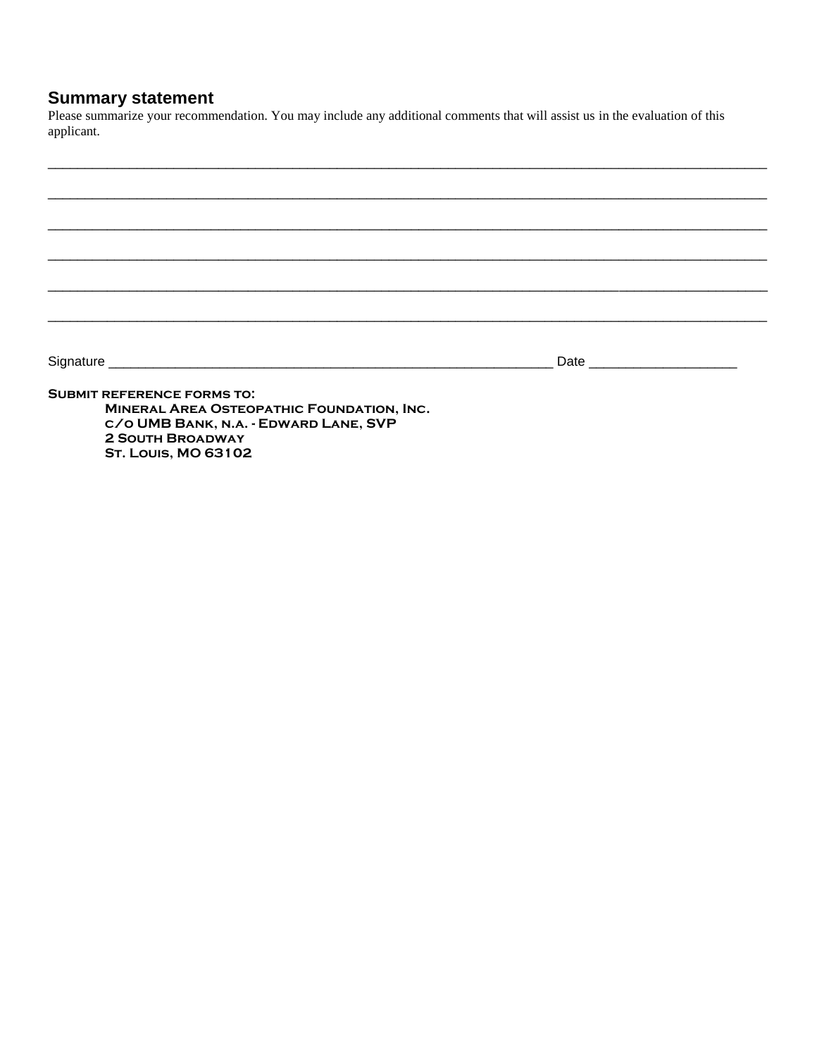## Summary statement

Please summarize your recommendation. You may include any additional comments that will assist us in the evaluation of this applicant.

________________________________________________________________________________________________

________________________________________________________________________________________________

________________________________________________________________________________________________

________________________________________________________________________________________________

________________________________________________________________________________________________

________________________________________________________________________________________________

Signature ____________________________________________________________ Date ___________________

**Submit reference forms to:**

**Mineral Area Osteopathic Foundation, Inc.**
**c/o UMB Bank, n.a. - Edward Lane, SVP**
**2 South Broadway**
**St. Louis, MO 63102**